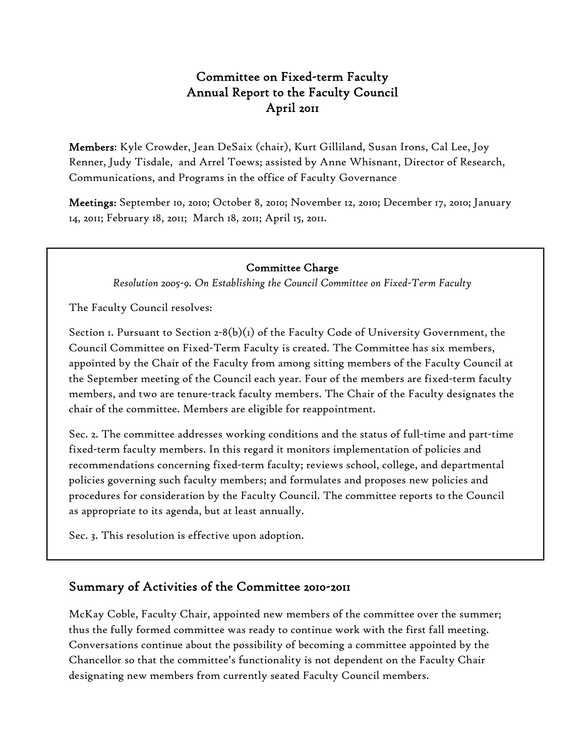# Committee on Fixed-term Faculty
# Annual Report to the Faculty Council
# April 2011

**Members**: Kyle Crowder, Jean DeSaix (chair), Kurt Gilliland, Susan Irons, Cal Lee, Joy Renner, Judy Tisdale, and Arrel Toews; assisted by Anne Whisnant, Director of Research, Communications, and Programs in the office of Faculty Governance

**Meetings:** September 10, 2010; October 8, 2010; November 12, 2010; December 17, 2010; January 14, 2011; February 18, 2011; March 18, 2011; April 15, 2011.

### Committee Charge

*Resolution 2005-9. On Establishing the Council Committee on Fixed-Term Faculty*

The Faculty Council resolves:

Section 1. Pursuant to Section 2-8(b)(1) of the Faculty Code of University Government, the Council Committee on Fixed-Term Faculty is created. The Committee has six members, appointed by the Chair of the Faculty from among sitting members of the Faculty Council at the September meeting of the Council each year. Four of the members are fixed-term faculty members, and two are tenure-track faculty members. The Chair of the Faculty designates the chair of the committee. Members are eligible for reappointment.

Sec. 2. The committee addresses working conditions and the status of full-time and part-time fixed-term faculty members. In this regard it monitors implementation of policies and recommendations concerning fixed-term faculty; reviews school, college, and departmental policies governing such faculty members; and formulates and proposes new policies and procedures for consideration by the Faculty Council. The committee reports to the Council as appropriate to its agenda, but at least annually.

Sec. 3. This resolution is effective upon adoption.

## Summary of Activities of the Committee 2010-2011

McKay Coble, Faculty Chair, appointed new members of the committee over the summer; thus the fully formed committee was ready to continue work with the first fall meeting. Conversations continue about the possibility of becoming a committee appointed by the Chancellor so that the committee's functionality is not dependent on the Faculty Chair designating new members from currently seated Faculty Council members.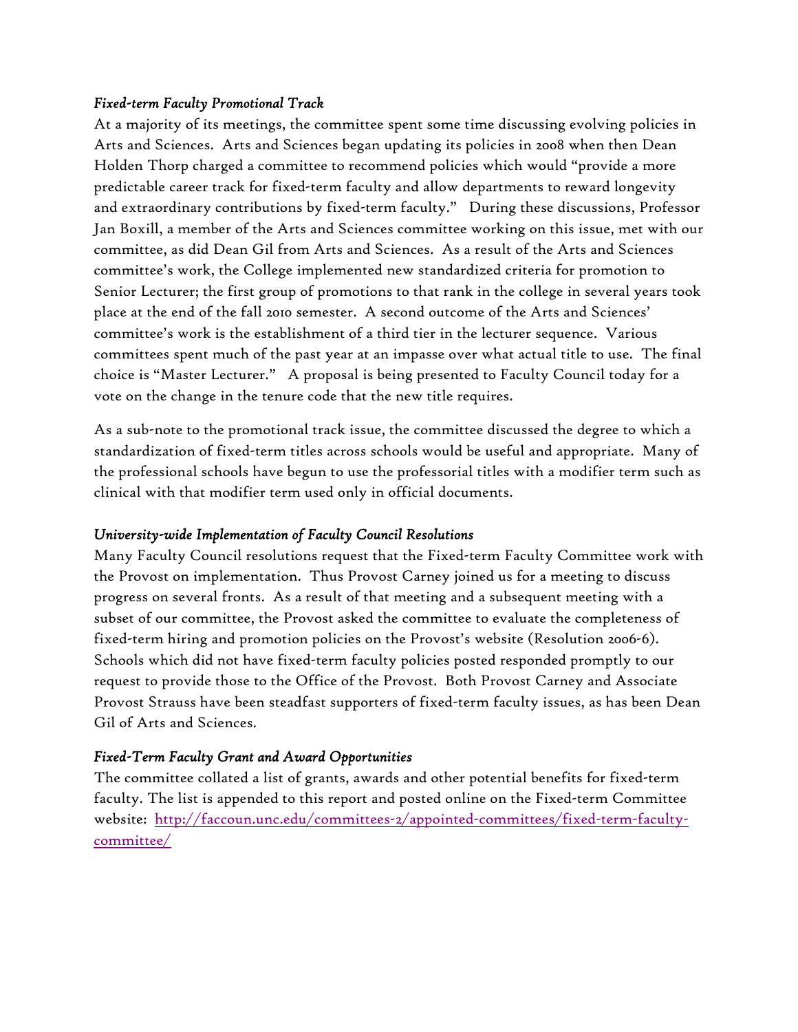### *Fixed-term Faculty Promotional Track*

At a majority of its meetings, the committee spent some time discussing evolving policies in Arts and Sciences. Arts and Sciences began updating its policies in 2008 when then Dean Holden Thorp charged a committee to recommend policies which would "provide a more predictable career track for fixed-term faculty and allow departments to reward longevity and extraordinary contributions by fixed-term faculty." During these discussions, Professor Jan Boxill, a member of the Arts and Sciences committee working on this issue, met with our committee, as did Dean Gil from Arts and Sciences. As a result of the Arts and Sciences committee's work, the College implemented new standardized criteria for promotion to Senior Lecturer; the first group of promotions to that rank in the college in several years took place at the end of the fall 2010 semester. A second outcome of the Arts and Sciences' committee's work is the establishment of a third tier in the lecturer sequence. Various committees spent much of the past year at an impasse over what actual title to use. The final choice is "Master Lecturer." A proposal is being presented to Faculty Council today for a vote on the change in the tenure code that the new title requires.

As a sub-note to the promotional track issue, the committee discussed the degree to which a standardization of fixed-term titles across schools would be useful and appropriate. Many of the professional schools have begun to use the professorial titles with a modifier term such as clinical with that modifier term used only in official documents.

### *University-wide Implementation of Faculty Council Resolutions*

Many Faculty Council resolutions request that the Fixed-term Faculty Committee work with the Provost on implementation. Thus Provost Carney joined us for a meeting to discuss progress on several fronts. As a result of that meeting and a subsequent meeting with a subset of our committee, the Provost asked the committee to evaluate the completeness of fixed-term hiring and promotion policies on the Provost's website (Resolution 2006-6). Schools which did not have fixed-term faculty policies posted responded promptly to our request to provide those to the Office of the Provost. Both Provost Carney and Associate Provost Strauss have been steadfast supporters of fixed-term faculty issues, as has been Dean Gil of Arts and Sciences.

### *Fixed-Term Faculty Grant and Award Opportunities*

The committee collated a list of grants, awards and other potential benefits for fixed-term faculty. The list is appended to this report and posted online on the Fixed-term Committee website: [http://faccoun.unc.edu/committees-2/appointed-committees/fixed-term-faculty-committee/](http://faccoun.unc.edu/committees-2/appointed-committees/fixed-term-faculty-committee/)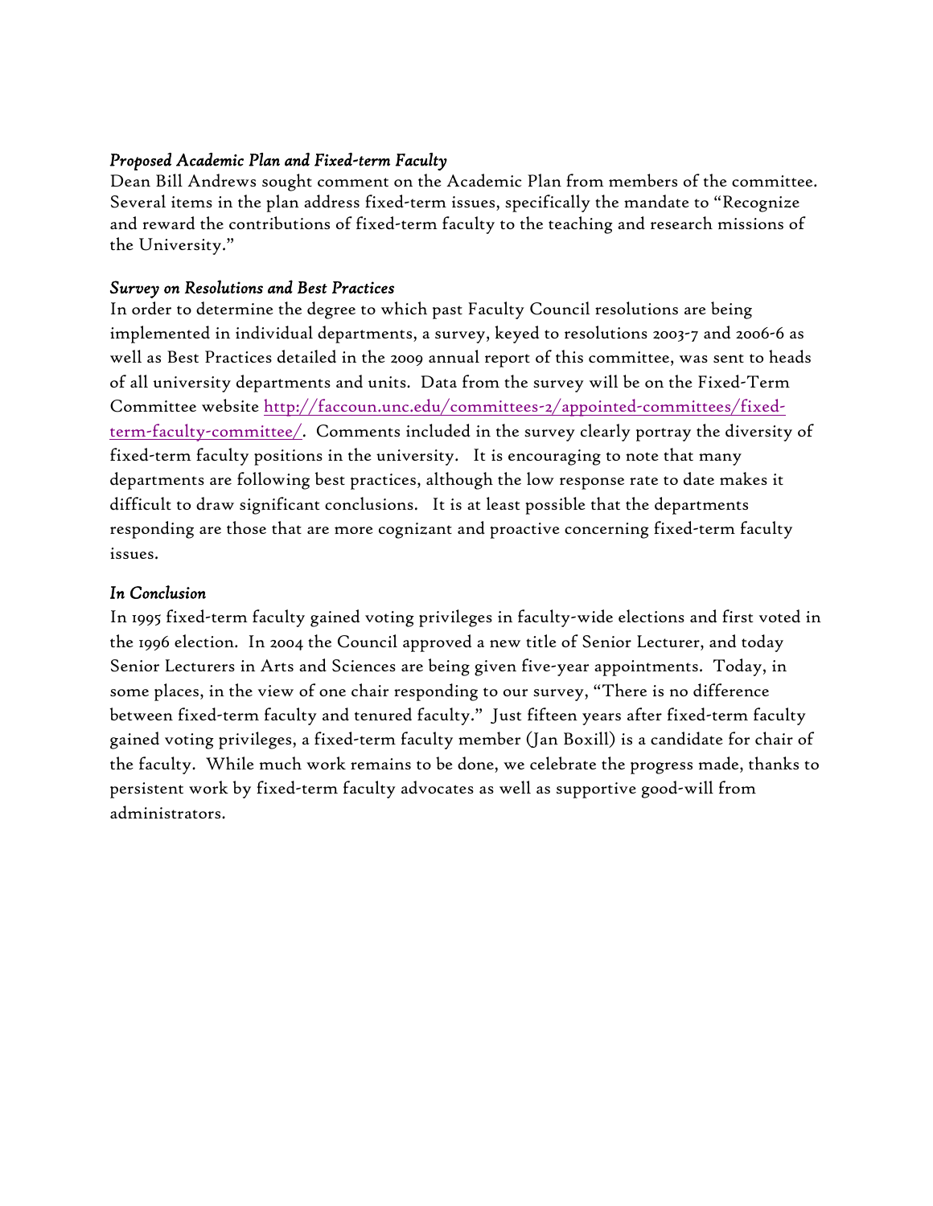*Proposed Academic Plan and Fixed-term Faculty*
Dean Bill Andrews sought comment on the Academic Plan from members of the committee. Several items in the plan address fixed-term issues, specifically the mandate to "Recognize and reward the contributions of fixed-term faculty to the teaching and research missions of the University."

*Survey on Resolutions and Best Practices*
In order to determine the degree to which past Faculty Council resolutions are being implemented in individual departments, a survey, keyed to resolutions 2003-7 and 2006-6 as well as Best Practices detailed in the 2009 annual report of this committee, was sent to heads of all university departments and units. Data from the survey will be on the Fixed-Term Committee website [http://faccoun.unc.edu/committees-2/appointed-committees/fixed-term-faculty-committee/](http://faccoun.unc.edu/committees-2/appointed-committees/fixed-term-faculty-committee/). Comments included in the survey clearly portray the diversity of fixed-term faculty positions in the university. It is encouraging to note that many departments are following best practices, although the low response rate to date makes it difficult to draw significant conclusions. It is at least possible that the departments responding are those that are more cognizant and proactive concerning fixed-term faculty issues.

*In Conclusion*
In 1995 fixed-term faculty gained voting privileges in faculty-wide elections and first voted in the 1996 election. In 2004 the Council approved a new title of Senior Lecturer, and today Senior Lecturers in Arts and Sciences are being given five-year appointments. Today, in some places, in the view of one chair responding to our survey, "There is no difference between fixed-term faculty and tenured faculty." Just fifteen years after fixed-term faculty gained voting privileges, a fixed-term faculty member (Jan Boxill) is a candidate for chair of the faculty. While much work remains to be done, we celebrate the progress made, thanks to persistent work by fixed-term faculty advocates as well as supportive good-will from administrators.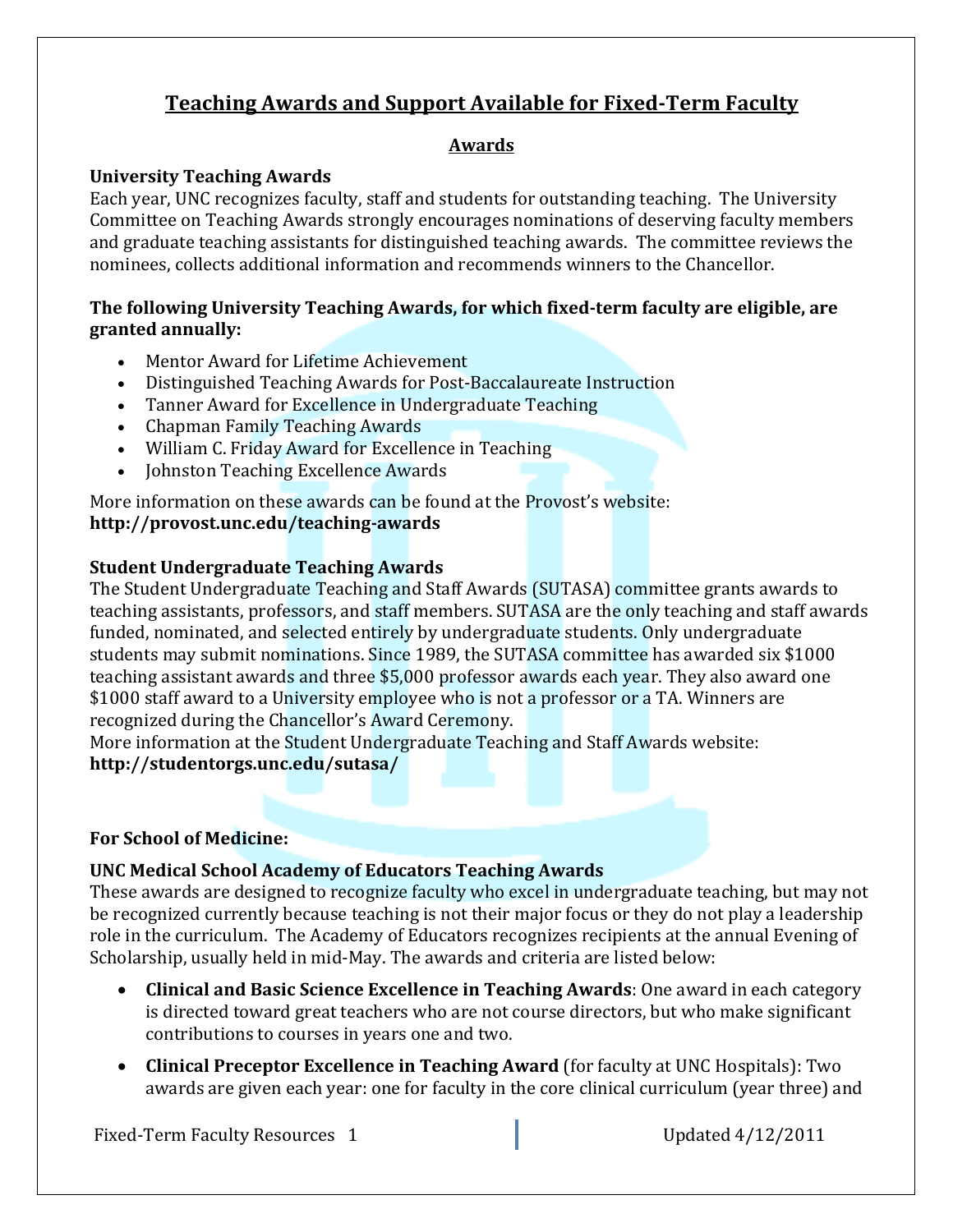# Teaching Awards and Support Available for Fixed-Term Faculty

## Awards

### University Teaching Awards

Each year, UNC recognizes faculty, staff and students for outstanding teaching. The University Committee on Teaching Awards strongly encourages nominations of deserving faculty members and graduate teaching assistants for distinguished teaching awards. The committee reviews the nominees, collects additional information and recommends winners to the Chancellor.

**The following University Teaching Awards, for which fixed-term faculty are eligible, are granted annually:**

- Mentor Award for Lifetime Achievement
- Distinguished Teaching Awards for Post-Baccalaureate Instruction
- Tanner Award for Excellence in Undergraduate Teaching
- Chapman Family Teaching Awards
- William C. Friday Award for Excellence in Teaching
- Johnston Teaching Excellence Awards

More information on these awards can be found at the Provost's website:
**http://provost.unc.edu/teaching-awards**

### Student Undergraduate Teaching Awards

The Student Undergraduate Teaching and Staff Awards (SUTASA) committee grants awards to teaching assistants, professors, and staff members. SUTASA are the only teaching and staff awards funded, nominated, and selected entirely by undergraduate students. Only undergraduate students may submit nominations. Since 1989, the SUTASA committee has awarded six $1000 teaching assistant awards and three $5,000 professor awards each year. They also award one $1000 staff award to a University employee who is not a professor or a TA. Winners are recognized during the Chancellor's Award Ceremony.
More information at the Student Undergraduate Teaching and Staff Awards website:
**http://studentorgs.unc.edu/sutasa/**

### For School of Medicine:

### UNC Medical School Academy of Educators Teaching Awards

These awards are designed to recognize faculty who excel in undergraduate teaching, but may not be recognized currently because teaching is not their major focus or they do not play a leadership role in the curriculum. The Academy of Educators recognizes recipients at the annual Evening of Scholarship, usually held in mid-May. The awards and criteria are listed below:

- **Clinical and Basic Science Excellence in Teaching Awards**: One award in each category is directed toward great teachers who are not course directors, but who make significant contributions to courses in years one and two.
- **Clinical Preceptor Excellence in Teaching Award** (for faculty at UNC Hospitals): Two awards are given each year: one for faculty in the core clinical curriculum (year three) and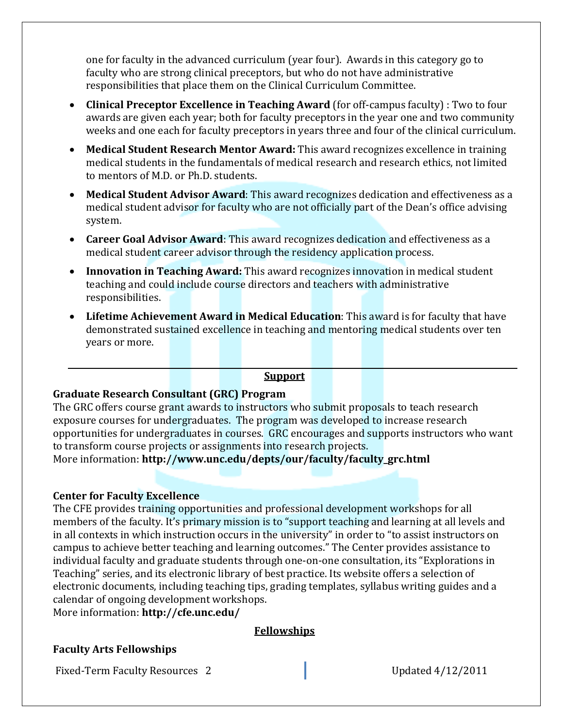one for faculty in the advanced curriculum (year four). Awards in this category go to faculty who are strong clinical preceptors, but who do not have administrative responsibilities that place them on the Clinical Curriculum Committee.

- **Clinical Preceptor Excellence in Teaching Award** (for off-campus faculty) : Two to four awards are given each year; both for faculty preceptors in the year one and two community weeks and one each for faculty preceptors in years three and four of the clinical curriculum.
- **Medical Student Research Mentor Award:** This award recognizes excellence in training medical students in the fundamentals of medical research and research ethics, not limited to mentors of M.D. or Ph.D. students.
- **Medical Student Advisor Award**: This award recognizes dedication and effectiveness as a medical student advisor for faculty who are not officially part of the Dean's office advising system.
- **Career Goal Advisor Award**: This award recognizes dedication and effectiveness as a medical student career advisor through the residency application process.
- **Innovation in Teaching Award:** This award recognizes innovation in medical student teaching and could include course directors and teachers with administrative responsibilities.
- **Lifetime Achievement Award in Medical Education**: This award is for faculty that have demonstrated sustained excellence in teaching and mentoring medical students over ten years or more.

---

## Support

### Graduate Research Consultant (GRC) Program

The GRC offers course grant awards to instructors who submit proposals to teach research exposure courses for undergraduates. The program was developed to increase research opportunities for undergraduates in courses. GRC encourages and supports instructors who want to transform course projects or assignments into research projects.
More information: **http://www.unc.edu/depts/our/faculty/faculty_grc.html**

### Center for Faculty Excellence

The CFE provides training opportunities and professional development workshops for all members of the faculty. It's primary mission is to "support teaching and learning at all levels and in all contexts in which instruction occurs in the university" in order to "to assist instructors on campus to achieve better teaching and learning outcomes." The Center provides assistance to individual faculty and graduate students through one-on-one consultation, its "Explorations in Teaching" series, and its electronic library of best practice. Its website offers a selection of electronic documents, including teaching tips, grading templates, syllabus writing guides and a calendar of ongoing development workshops.
More information: **http://cfe.unc.edu/**

## Fellowships

### Faculty Arts Fellowships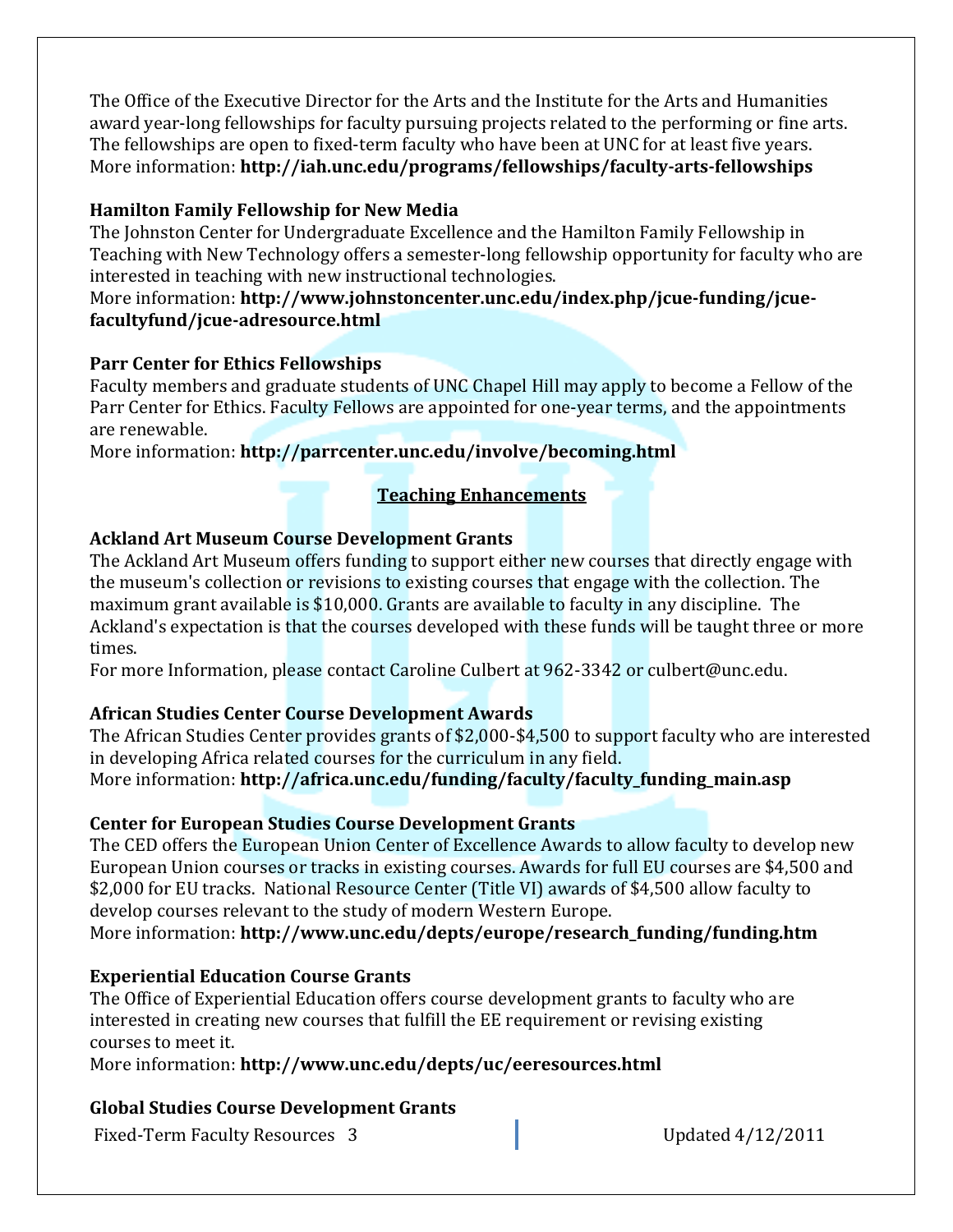The Office of the Executive Director for the Arts and the Institute for the Arts and Humanities award year-long fellowships for faculty pursuing projects related to the performing or fine arts. The fellowships are open to fixed-term faculty who have been at UNC for at least five years.
More information: **http://iah.unc.edu/programs/fellowships/faculty-arts-fellowships**

**Hamilton Family Fellowship for New Media**
The Johnston Center for Undergraduate Excellence and the Hamilton Family Fellowship in Teaching with New Technology offers a semester-long fellowship opportunity for faculty who are interested in teaching with new instructional technologies.
More information: **http://www.johnstoncenter.unc.edu/index.php/jcue-funding/jcue-facultyfund/jcue-adresource.html**

**Parr Center for Ethics Fellowships**
Faculty members and graduate students of UNC Chapel Hill may apply to become a Fellow of the Parr Center for Ethics. Faculty Fellows are appointed for one-year terms, and the appointments are renewable.
More information: **http://parrcenter.unc.edu/involve/becoming.html**

## Teaching Enhancements

**Ackland Art Museum Course Development Grants**
The Ackland Art Museum offers funding to support either new courses that directly engage with the museum's collection or revisions to existing courses that engage with the collection. The maximum grant available is $10,000. Grants are available to faculty in any discipline. The Ackland's expectation is that the courses developed with these funds will be taught three or more times.
For more Information, please contact Caroline Culbert at 962-3342 or culbert@unc.edu.

**African Studies Center Course Development Awards**
The African Studies Center provides grants of $2,000-$4,500 to support faculty who are interested in developing Africa related courses for the curriculum in any field.
More information: **http://africa.unc.edu/funding/faculty/faculty_funding_main.asp**

**Center for European Studies Course Development Grants**
The CED offers the European Union Center of Excellence Awards to allow faculty to develop new European Union courses or tracks in existing courses. Awards for full EU courses are $4,500 and $2,000 for EU tracks. National Resource Center (Title VI) awards of $4,500 allow faculty to develop courses relevant to the study of modern Western Europe.
More information: **http://www.unc.edu/depts/europe/research_funding/funding.htm**

**Experiential Education Course Grants**
The Office of Experiential Education offers course development grants to faculty who are interested in creating new courses that fulfill the EE requirement or revising existing courses to meet it.
More information: **http://www.unc.edu/depts/uc/eeresources.html**

**Global Studies Course Development Grants**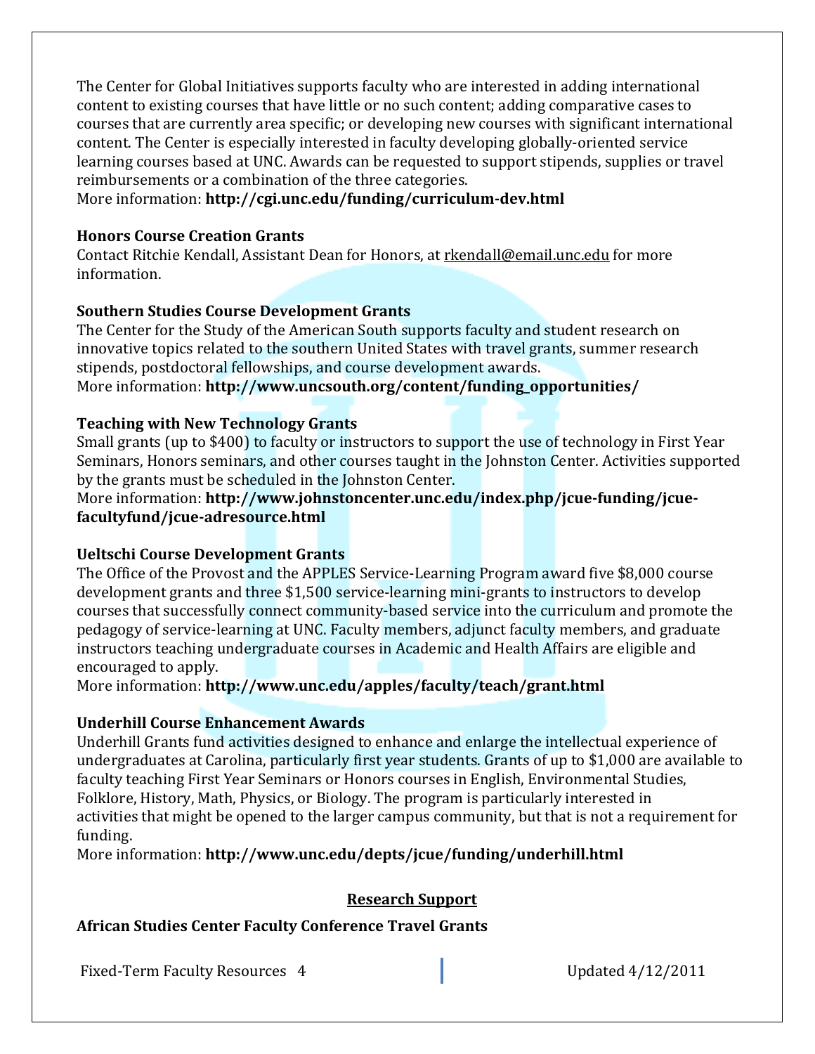The Center for Global Initiatives supports faculty who are interested in adding international content to existing courses that have little or no such content; adding comparative cases to courses that are currently area specific; or developing new courses with significant international content. The Center is especially interested in faculty developing globally-oriented service learning courses based at UNC. Awards can be requested to support stipends, supplies or travel reimbursements or a combination of the three categories.
More information: **http://cgi.unc.edu/funding/curriculum-dev.html**

**Honors Course Creation Grants**
Contact Ritchie Kendall, Assistant Dean for Honors, at rkendall@email.unc.edu for more information.

**Southern Studies Course Development Grants**
The Center for the Study of the American South supports faculty and student research on innovative topics related to the southern United States with travel grants, summer research stipends, postdoctoral fellowships, and course development awards.
More information: **http://www.uncsouth.org/content/funding_opportunities/**

**Teaching with New Technology Grants**
Small grants (up to $400) to faculty or instructors to support the use of technology in First Year Seminars, Honors seminars, and other courses taught in the Johnston Center. Activities supported by the grants must be scheduled in the Johnston Center.
More information: **http://www.johnstoncenter.unc.edu/index.php/jcue-funding/jcue-facultyfund/jcue-adresource.html**

**Ueltschi Course Development Grants**
The Office of the Provost and the APPLES Service-Learning Program award five $8,000 course development grants and three $1,500 service-learning mini-grants to instructors to develop courses that successfully connect community-based service into the curriculum and promote the pedagogy of service-learning at UNC. Faculty members, adjunct faculty members, and graduate instructors teaching undergraduate courses in Academic and Health Affairs are eligible and encouraged to apply.
More information: **http://www.unc.edu/apples/faculty/teach/grant.html**

**Underhill Course Enhancement Awards**
Underhill Grants fund activities designed to enhance and enlarge the intellectual experience of undergraduates at Carolina, particularly first year students. Grants of up to $1,000 are available to faculty teaching First Year Seminars or Honors courses in English, Environmental Studies, Folklore, History, Math, Physics, or Biology. The program is particularly interested in activities that might be opened to the larger campus community, but that is not a requirement for funding.
More information: **http://www.unc.edu/depts/jcue/funding/underhill.html**

## Research Support

**African Studies Center Faculty Conference Travel Grants**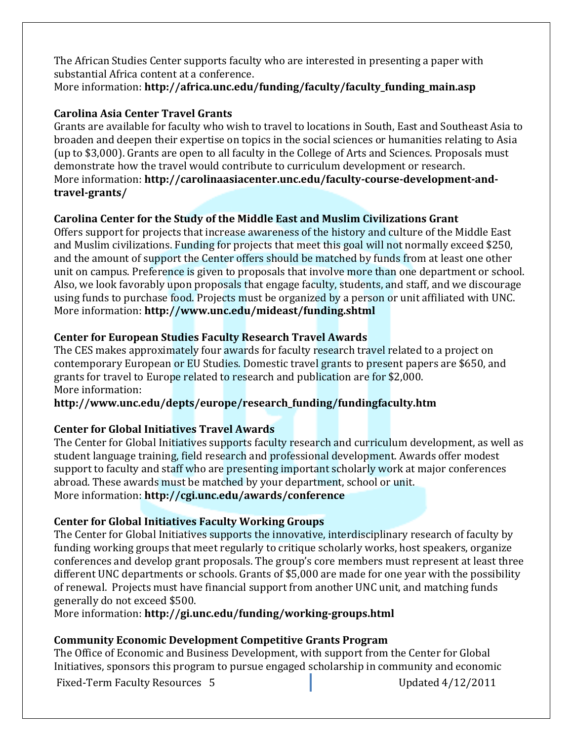The African Studies Center supports faculty who are interested in presenting a paper with substantial Africa content at a conference.
More information: **http://africa.unc.edu/funding/faculty/faculty_funding_main.asp**

**Carolina Asia Center Travel Grants**
Grants are available for faculty who wish to travel to locations in South, East and Southeast Asia to broaden and deepen their expertise on topics in the social sciences or humanities relating to Asia (up to $3,000). Grants are open to all faculty in the College of Arts and Sciences. Proposals must demonstrate how the travel would contribute to curriculum development or research.
More information: **http://carolinaasiacenter.unc.edu/faculty-course-development-and-travel-grants/**

**Carolina Center for the Study of the Middle East and Muslim Civilizations Grant**
Offers support for projects that increase awareness of the history and culture of the Middle East and Muslim civilizations. Funding for projects that meet this goal will not normally exceed $250, and the amount of support the Center offers should be matched by funds from at least one other unit on campus. Preference is given to proposals that involve more than one department or school. Also, we look favorably upon proposals that engage faculty, students, and staff, and we discourage using funds to purchase food. Projects must be organized by a person or unit affiliated with UNC.
More information: **http://www.unc.edu/mideast/funding.shtml**

**Center for European Studies Faculty Research Travel Awards**
The CES makes approximately four awards for faculty research travel related to a project on contemporary European or EU Studies. Domestic travel grants to present papers are $650, and grants for travel to Europe related to research and publication are for $2,000.
More information:
**http://www.unc.edu/depts/europe/research_funding/fundingfaculty.htm**

**Center for Global Initiatives Travel Awards**
The Center for Global Initiatives supports faculty research and curriculum development, as well as student language training, field research and professional development. Awards offer modest support to faculty and staff who are presenting important scholarly work at major conferences abroad. These awards must be matched by your department, school or unit.
More information: **http://cgi.unc.edu/awards/conference**

**Center for Global Initiatives Faculty Working Groups**
The Center for Global Initiatives supports the innovative, interdisciplinary research of faculty by funding working groups that meet regularly to critique scholarly works, host speakers, organize conferences and develop grant proposals. The group's core members must represent at least three different UNC departments or schools. Grants of $5,000 are made for one year with the possibility of renewal. Projects must have financial support from another UNC unit, and matching funds generally do not exceed $500.
More information: **http://gi.unc.edu/funding/working-groups.html**

**Community Economic Development Competitive Grants Program**
The Office of Economic and Business Development, with support from the Center for Global Initiatives, sponsors this program to pursue engaged scholarship in community and economic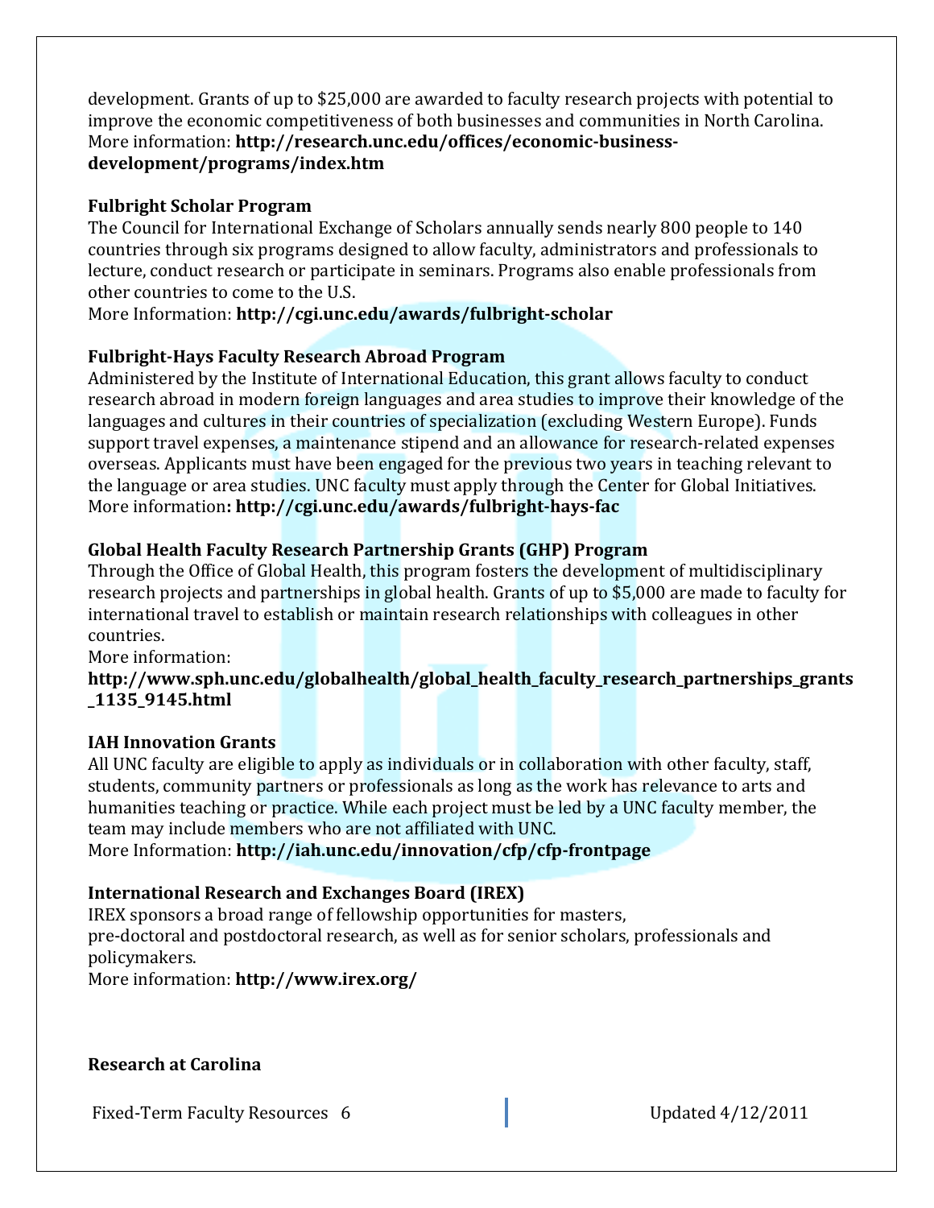development. Grants of up to $25,000 are awarded to faculty research projects with potential to improve the economic competitiveness of both businesses and communities in North Carolina.
More information: **http://research.unc.edu/offices/economic-business-development/programs/index.htm**

**Fulbright Scholar Program**
The Council for International Exchange of Scholars annually sends nearly 800 people to 140 countries through six programs designed to allow faculty, administrators and professionals to lecture, conduct research or participate in seminars. Programs also enable professionals from other countries to come to the U.S.
More Information: **http://cgi.unc.edu/awards/fulbright-scholar**

**Fulbright-Hays Faculty Research Abroad Program**
Administered by the Institute of International Education, this grant allows faculty to conduct research abroad in modern foreign languages and area studies to improve their knowledge of the languages and cultures in their countries of specialization (excluding Western Europe). Funds support travel expenses, a maintenance stipend and an allowance for research-related expenses overseas. Applicants must have been engaged for the previous two years in teaching relevant to the language or area studies. UNC faculty must apply through the Center for Global Initiatives.
More information**: http://cgi.unc.edu/awards/fulbright-hays-fac**

**Global Health Faculty Research Partnership Grants (GHP) Program**
Through the Office of Global Health, this program fosters the development of multidisciplinary research projects and partnerships in global health. Grants of up to $5,000 are made to faculty for international travel to establish or maintain research relationships with colleagues in other countries.
More information:
**http://www.sph.unc.edu/globalhealth/global_health_faculty_research_partnerships_grants_1135_9145.html**

**IAH Innovation Grants**
All UNC faculty are eligible to apply as individuals or in collaboration with other faculty, staff, students, community partners or professionals as long as the work has relevance to arts and humanities teaching or practice. While each project must be led by a UNC faculty member, the team may include members who are not affiliated with UNC.
More Information: **http://iah.unc.edu/innovation/cfp/cfp-frontpage**

**International Research and Exchanges Board (IREX)**
IREX sponsors a broad range of fellowship opportunities for masters,
pre-doctoral and postdoctoral research, as well as for senior scholars, professionals and policymakers.
More information: **http://www.irex.org/**

**Research at Carolina**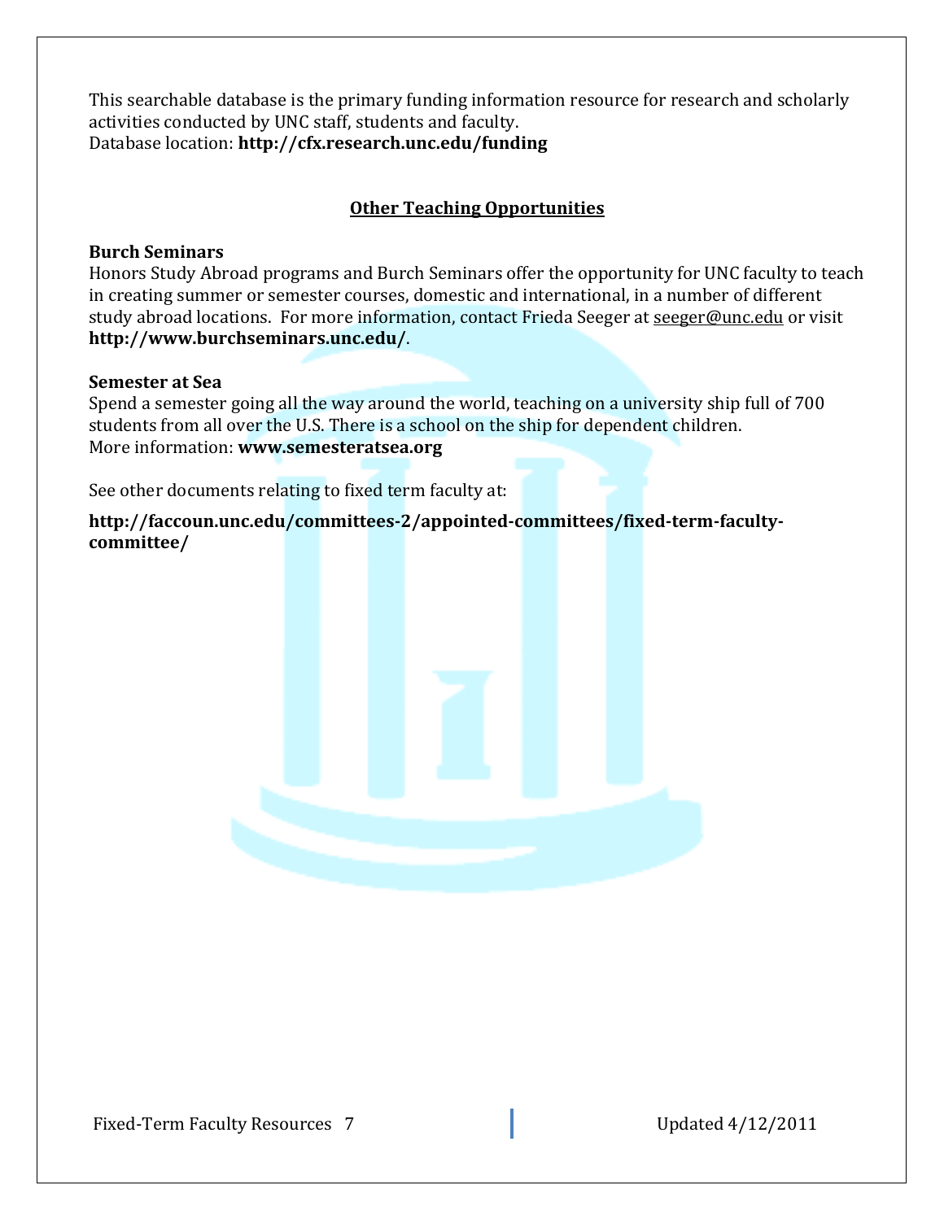This searchable database is the primary funding information resource for research and scholarly activities conducted by UNC staff, students and faculty.
Database location: **http://cfx.research.unc.edu/funding**

## Other Teaching Opportunities

**Burch Seminars**
Honors Study Abroad programs and Burch Seminars offer the opportunity for UNC faculty to teach in creating summer or semester courses, domestic and international, in a number of different study abroad locations. For more information, contact Frieda Seeger at seeger@unc.edu or visit **http://www.burchseminars.unc.edu/**.

**Semester at Sea**
Spend a semester going all the way around the world, teaching on a university ship full of 700 students from all over the U.S. There is a school on the ship for dependent children.
More information: **www.semesteratsea.org**

See other documents relating to fixed term faculty at:

**http://faccoun.unc.edu/committees-2/appointed-committees/fixed-term-faculty-committee/**